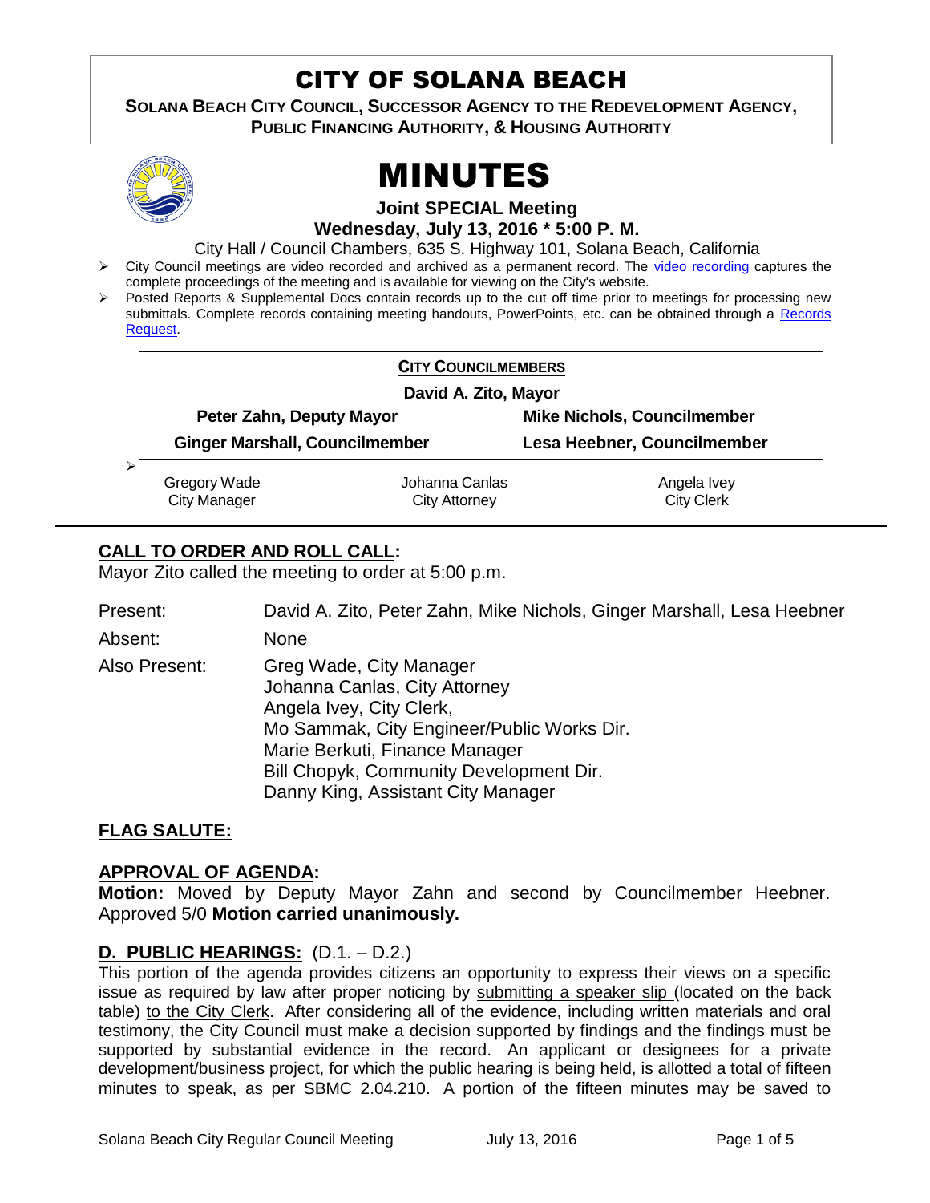# CITY OF SOLANA BEACH

**SOLANA BEACH CITY COUNCIL, SUCCESSOR AGENCY TO THE REDEVELOPMENT AGENCY, PUBLIC FINANCING AUTHORITY, & HOUSING AUTHORITY**

# MINUTES

**Joint SPECIAL Meeting**

**Wednesday, July 13, 2016 * 5:00 P. M.**

City Hall / Council Chambers, 635 S. Highway 101, Solana Beach, California

- City Council meetings are video recorded and archived as a permanent record. The video recording captures the complete proceedings of the meeting and is available for viewing on the City's website.
- Posted Reports & Supplemental Docs contain records up to the cut off time prior to meetings for processing new submittals. Complete records containing meeting handouts, PowerPoints, etc. can be obtained through a Records Request.

| **CITY COUNCILMEMBERS** | |
|---|---|
| **David A. Zito, Mayor** | |
| **Peter Zahn, Deputy Mayor** | **Mike Nichols, Councilmember** |
| **Ginger Marshall, Councilmember** | **Lesa Heebner, Councilmember** |

| Gregory Wade | Johanna Canlas | Angela Ivey |
|---|---|---|
| City Manager | City Attorney | City Clerk |

## CALL TO ORDER AND ROLL CALL:

Mayor Zito called the meeting to order at 5:00 p.m.

Present: David A. Zito, Peter Zahn, Mike Nichols, Ginger Marshall, Lesa Heebner

Absent: None

Also Present: Greg Wade, City Manager
Johanna Canlas, City Attorney
Angela Ivey, City Clerk,
Mo Sammak, City Engineer/Public Works Dir.
Marie Berkuti, Finance Manager
Bill Chopyk, Community Development Dir.
Danny King, Assistant City Manager

## FLAG SALUTE:

## APPROVAL OF AGENDA:

**Motion:** Moved by Deputy Mayor Zahn and second by Councilmember Heebner. Approved 5/0 **Motion carried unanimously.**

## D. PUBLIC HEARINGS: (D.1. – D.2.)

This portion of the agenda provides citizens an opportunity to express their views on a specific issue as required by law after proper noticing by submitting a speaker slip (located on the back table) to the City Clerk. After considering all of the evidence, including written materials and oral testimony, the City Council must make a decision supported by findings and the findings must be supported by substantial evidence in the record. An applicant or designees for a private development/business project, for which the public hearing is being held, is allotted a total of fifteen minutes to speak, as per SBMC 2.04.210. A portion of the fifteen minutes may be saved to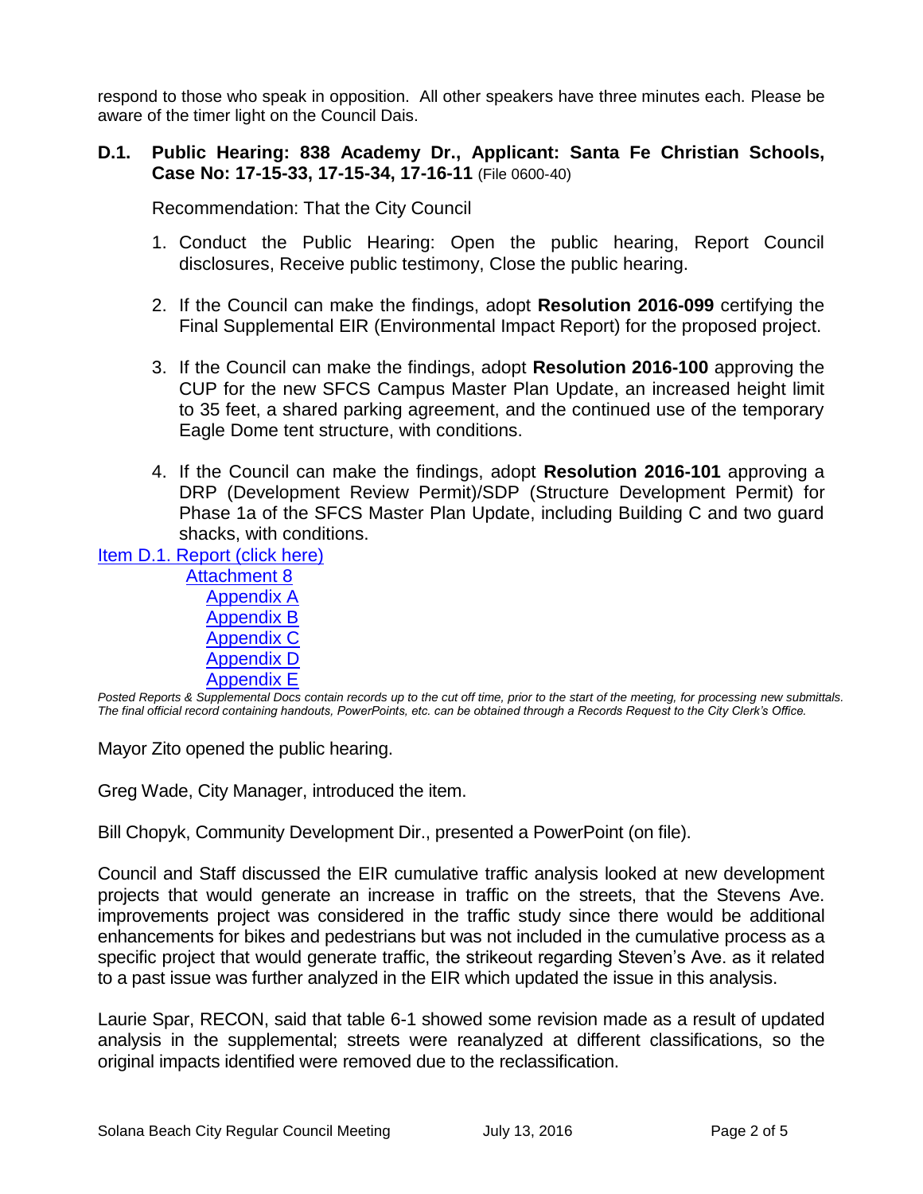respond to those who speak in opposition. All other speakers have three minutes each. Please be aware of the timer light on the Council Dais.

**D.1. Public Hearing: 838 Academy Dr., Applicant: Santa Fe Christian Schools, Case No: 17-15-33, 17-15-34, 17-16-11** (File 0600-40)

Recommendation: That the City Council

1. Conduct the Public Hearing: Open the public hearing, Report Council disclosures, Receive public testimony, Close the public hearing.
2. If the Council can make the findings, adopt **Resolution 2016-099** certifying the Final Supplemental EIR (Environmental Impact Report) for the proposed project.
3. If the Council can make the findings, adopt **Resolution 2016-100** approving the CUP for the new SFCS Campus Master Plan Update, an increased height limit to 35 feet, a shared parking agreement, and the continued use of the temporary Eagle Dome tent structure, with conditions.
4. If the Council can make the findings, adopt **Resolution 2016-101** approving a DRP (Development Review Permit)/SDP (Structure Development Permit) for Phase 1a of the SFCS Master Plan Update, including Building C and two guard shacks, with conditions.

Item D.1. Report (click here)
- Attachment 8
  - Appendix A
  - Appendix B
  - Appendix C
  - Appendix D
  - Appendix E

*Posted Reports & Supplemental Docs contain records up to the cut off time, prior to the start of the meeting, for processing new submittals. The final official record containing handouts, PowerPoints, etc. can be obtained through a Records Request to the City Clerk's Office.*

Mayor Zito opened the public hearing.

Greg Wade, City Manager, introduced the item.

Bill Chopyk, Community Development Dir., presented a PowerPoint (on file).

Council and Staff discussed the EIR cumulative traffic analysis looked at new development projects that would generate an increase in traffic on the streets, that the Stevens Ave. improvements project was considered in the traffic study since there would be additional enhancements for bikes and pedestrians but was not included in the cumulative process as a specific project that would generate traffic, the strikeout regarding Steven's Ave. as it related to a past issue was further analyzed in the EIR which updated the issue in this analysis.

Laurie Spar, RECON, said that table 6-1 showed some revision made as a result of updated analysis in the supplemental; streets were reanalyzed at different classifications, so the original impacts identified were removed due to the reclassification.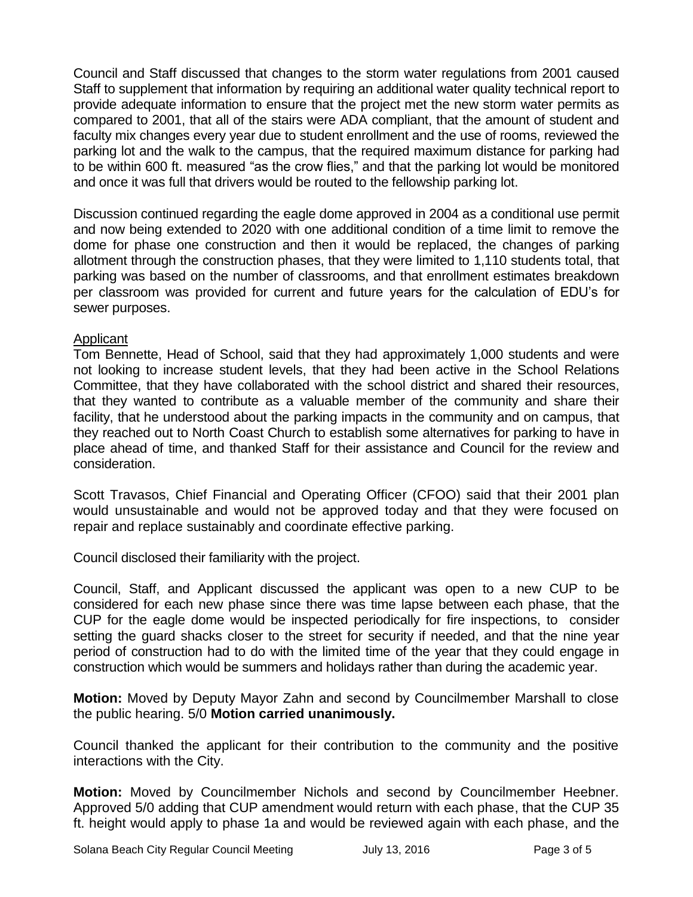Council and Staff discussed that changes to the storm water regulations from 2001 caused Staff to supplement that information by requiring an additional water quality technical report to provide adequate information to ensure that the project met the new storm water permits as compared to 2001, that all of the stairs were ADA compliant, that the amount of student and faculty mix changes every year due to student enrollment and the use of rooms, reviewed the parking lot and the walk to the campus, that the required maximum distance for parking had to be within 600 ft. measured "as the crow flies," and that the parking lot would be monitored and once it was full that drivers would be routed to the fellowship parking lot.

Discussion continued regarding the eagle dome approved in 2004 as a conditional use permit and now being extended to 2020 with one additional condition of a time limit to remove the dome for phase one construction and then it would be replaced, the changes of parking allotment through the construction phases, that they were limited to 1,110 students total, that parking was based on the number of classrooms, and that enrollment estimates breakdown per classroom was provided for current and future years for the calculation of EDU's for sewer purposes.

Applicant

Tom Bennette, Head of School, said that they had approximately 1,000 students and were not looking to increase student levels, that they had been active in the School Relations Committee, that they have collaborated with the school district and shared their resources, that they wanted to contribute as a valuable member of the community and share their facility, that he understood about the parking impacts in the community and on campus, that they reached out to North Coast Church to establish some alternatives for parking to have in place ahead of time, and thanked Staff for their assistance and Council for the review and consideration.

Scott Travasos, Chief Financial and Operating Officer (CFOO) said that their 2001 plan would unsustainable and would not be approved today and that they were focused on repair and replace sustainably and coordinate effective parking.

Council disclosed their familiarity with the project.

Council, Staff, and Applicant discussed the applicant was open to a new CUP to be considered for each new phase since there was time lapse between each phase, that the CUP for the eagle dome would be inspected periodically for fire inspections, to consider setting the guard shacks closer to the street for security if needed, and that the nine year period of construction had to do with the limited time of the year that they could engage in construction which would be summers and holidays rather than during the academic year.

**Motion:** Moved by Deputy Mayor Zahn and second by Councilmember Marshall to close the public hearing. 5/0 **Motion carried unanimously.**

Council thanked the applicant for their contribution to the community and the positive interactions with the City.

**Motion:** Moved by Councilmember Nichols and second by Councilmember Heebner. Approved 5/0 adding that CUP amendment would return with each phase, that the CUP 35 ft. height would apply to phase 1a and would be reviewed again with each phase, and the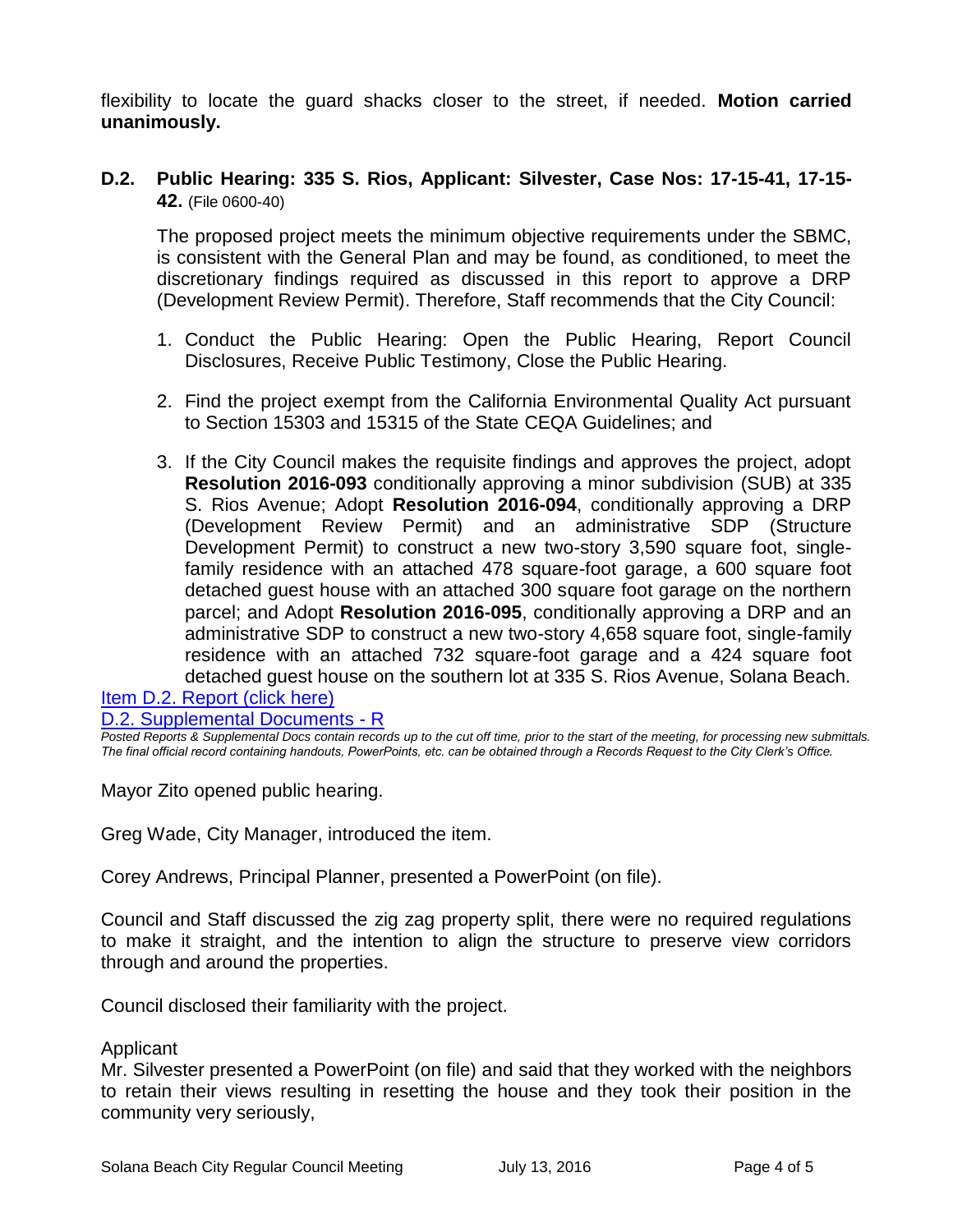flexibility to locate the guard shacks closer to the street, if needed. **Motion carried unanimously.**

**D.2. Public Hearing: 335 S. Rios, Applicant: Silvester, Case Nos: 17-15-41, 17-15-42.** (File 0600-40)

The proposed project meets the minimum objective requirements under the SBMC, is consistent with the General Plan and may be found, as conditioned, to meet the discretionary findings required as discussed in this report to approve a DRP (Development Review Permit). Therefore, Staff recommends that the City Council:

1. Conduct the Public Hearing: Open the Public Hearing, Report Council Disclosures, Receive Public Testimony, Close the Public Hearing.
2. Find the project exempt from the California Environmental Quality Act pursuant to Section 15303 and 15315 of the State CEQA Guidelines; and
3. If the City Council makes the requisite findings and approves the project, adopt **Resolution 2016-093** conditionally approving a minor subdivision (SUB) at 335 S. Rios Avenue; Adopt **Resolution 2016-094**, conditionally approving a DRP (Development Review Permit) and an administrative SDP (Structure Development Permit) to construct a new two-story 3,590 square foot, single-family residence with an attached 478 square-foot garage, a 600 square foot detached guest house with an attached 300 square foot garage on the northern parcel; and Adopt **Resolution 2016-095**, conditionally approving a DRP and an administrative SDP to construct a new two-story 4,658 square foot, single-family residence with an attached 732 square-foot garage and a 424 square foot detached guest house on the southern lot at 335 S. Rios Avenue, Solana Beach.

[Item D.2. Report (click here)]
[D.2. Supplemental Documents - R]

*Posted Reports & Supplemental Docs contain records up to the cut off time, prior to the start of the meeting, for processing new submittals. The final official record containing handouts, PowerPoints, etc. can be obtained through a Records Request to the City Clerk's Office.*

Mayor Zito opened public hearing.

Greg Wade, City Manager, introduced the item.

Corey Andrews, Principal Planner, presented a PowerPoint (on file).

Council and Staff discussed the zig zag property split, there were no required regulations to make it straight, and the intention to align the structure to preserve view corridors through and around the properties.

Council disclosed their familiarity with the project.

Applicant
Mr. Silvester presented a PowerPoint (on file) and said that they worked with the neighbors to retain their views resulting in resetting the house and they took their position in the community very seriously,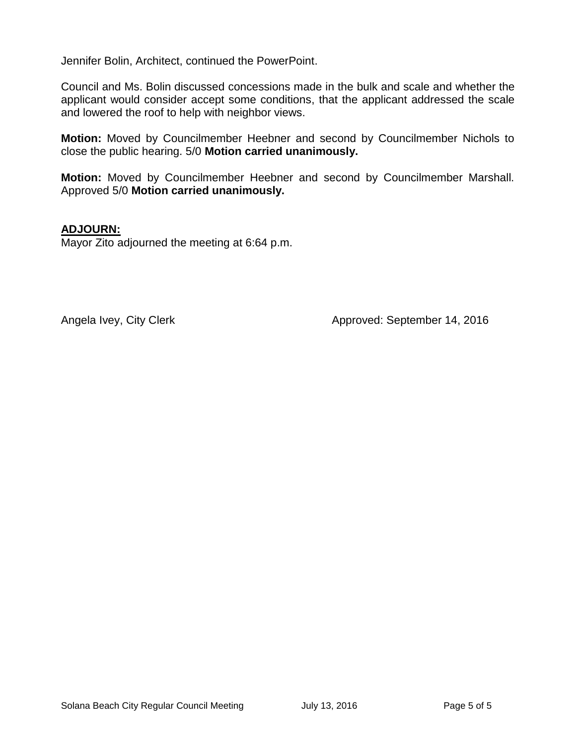Jennifer Bolin, Architect, continued the PowerPoint.

Council and Ms. Bolin discussed concessions made in the bulk and scale and whether the applicant would consider accept some conditions, that the applicant addressed the scale and lowered the roof to help with neighbor views.

**Motion:** Moved by Councilmember Heebner and second by Councilmember Nichols to close the public hearing. 5/0 **Motion carried unanimously.**

**Motion:** Moved by Councilmember Heebner and second by Councilmember Marshall. Approved 5/0 **Motion carried unanimously.**

**ADJOURN:**

Mayor Zito adjourned the meeting at 6:64 p.m.

Angela Ivey, City Clerk

Approved: September 14, 2016